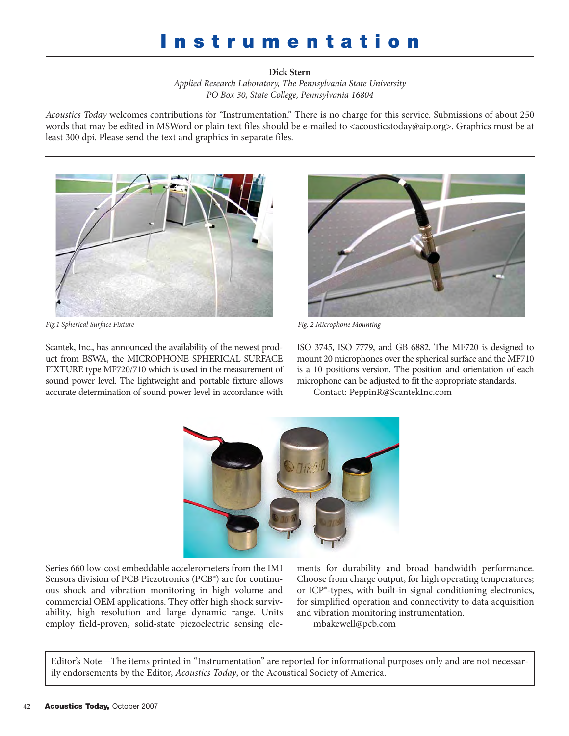# Instrumentation

**Dick Stern**

*Applied Research Laboratory, The Pennsylvania State University*
*PO Box 30, State College, Pennsylvania 16804*

*Acoustics Today* welcomes contributions for "Instrumentation." There is no charge for this service. Submissions of about 250 words that may be edited in MSWord or plain text files should be e-mailed to <acousticstoday@aip.org>. Graphics must be at least 300 dpi. Please send the text and graphics in separate files.

*Fig.1 Spherical Surface Fixture*

*Fig. 2 Microphone Mounting*

Scantek, Inc., has announced the availability of the newest product from BSWA, the MICROPHONE SPHERICAL SURFACE FIXTURE type MF720/710 which is used in the measurement of sound power level. The lightweight and portable fixture allows accurate determination of sound power level in accordance with ISO 3745, ISO 7779, and GB 6882. The MF720 is designed to mount 20 microphones over the spherical surface and the MF710 is a 10 positions version. The position and orientation of each microphone can be adjusted to fit the appropriate standards.

Contact: PeppinR@ScantekInc.com

Series 660 low-cost embeddable accelerometers from the IMI Sensors division of PCB Piezotronics (PCB®) are for continuous shock and vibration monitoring in high volume and commercial OEM applications. They offer high shock survivability, high resolution and large dynamic range. Units employ field-proven, solid-state piezoelectric sensing elements for durability and broad bandwidth performance. Choose from charge output, for high operating temperatures; or ICP®-types, with built-in signal conditioning electronics, for simplified operation and connectivity to data acquisition and vibration monitoring instrumentation.

mbakewell@pcb.com

Editor's Note—The items printed in "Instrumentation" are reported for informational purposes only and are not necessarily endorsements by the Editor, *Acoustics Today*, or the Acoustical Society of America.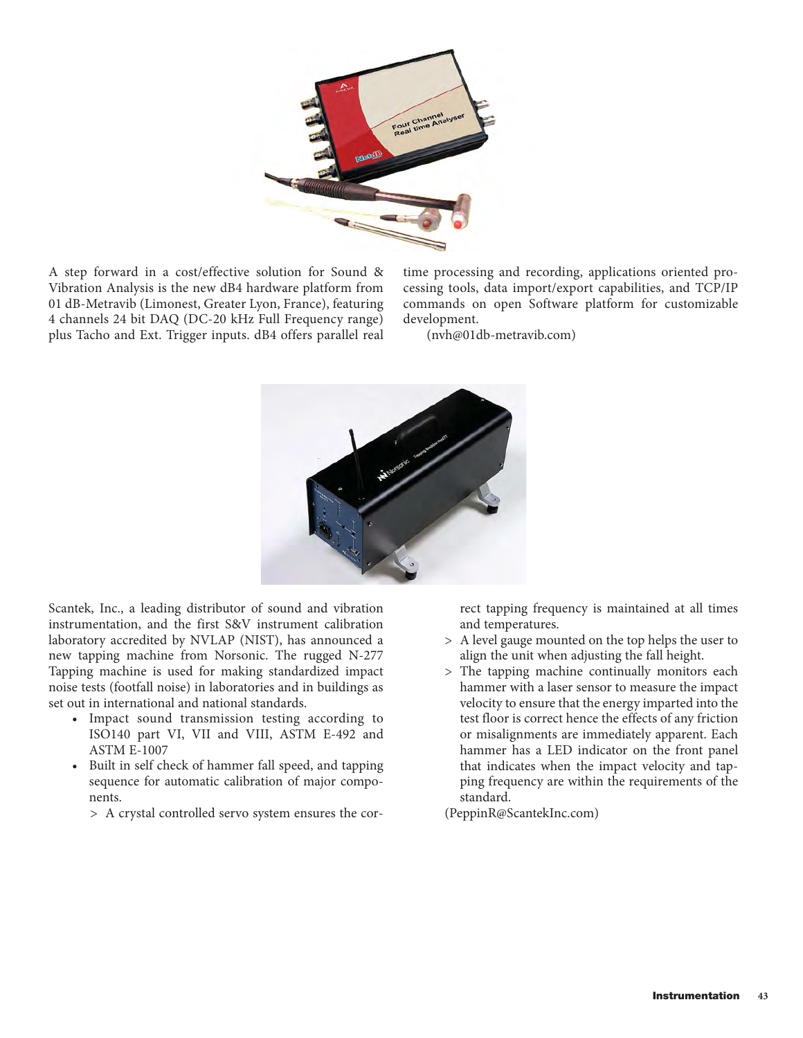A step forward in a cost/effective solution for Sound & Vibration Analysis is the new dB4 hardware platform from 01 dB-Metravib (Limonest, Greater Lyon, France), featuring 4 channels 24 bit DAQ (DC-20 kHz Full Frequency range) plus Tacho and Ext. Trigger inputs. dB4 offers parallel real time processing and recording, applications oriented processing tools, data import/export capabilities, and TCP/IP commands on open Software platform for customizable development.

(nvh@01db-metravib.com)

Scantek, Inc., a leading distributor of sound and vibration instrumentation, and the first S&V instrument calibration laboratory accredited by NVLAP (NIST), has announced a new tapping machine from Norsonic. The rugged N-277 Tapping machine is used for making standardized impact noise tests (footfall noise) in laboratories and in buildings as set out in international and national standards.

- Impact sound transmission testing according to ISO140 part VI, VII and VIII, ASTM E-492 and ASTM E-1007
- Built in self check of hammer fall speed, and tapping sequence for automatic calibration of major components.
  - > A crystal controlled servo system ensures the correct tapping frequency is maintained at all times and temperatures.
  - > A level gauge mounted on the top helps the user to align the unit when adjusting the fall height.
  - > The tapping machine continually monitors each hammer with a laser sensor to measure the impact velocity to ensure that the energy imparted into the test floor is correct hence the effects of any friction or misalignments are immediately apparent. Each hammer has a LED indicator on the front panel that indicates when the impact velocity and tapping frequency are within the requirements of the standard.

(PeppinR@ScantekInc.com)